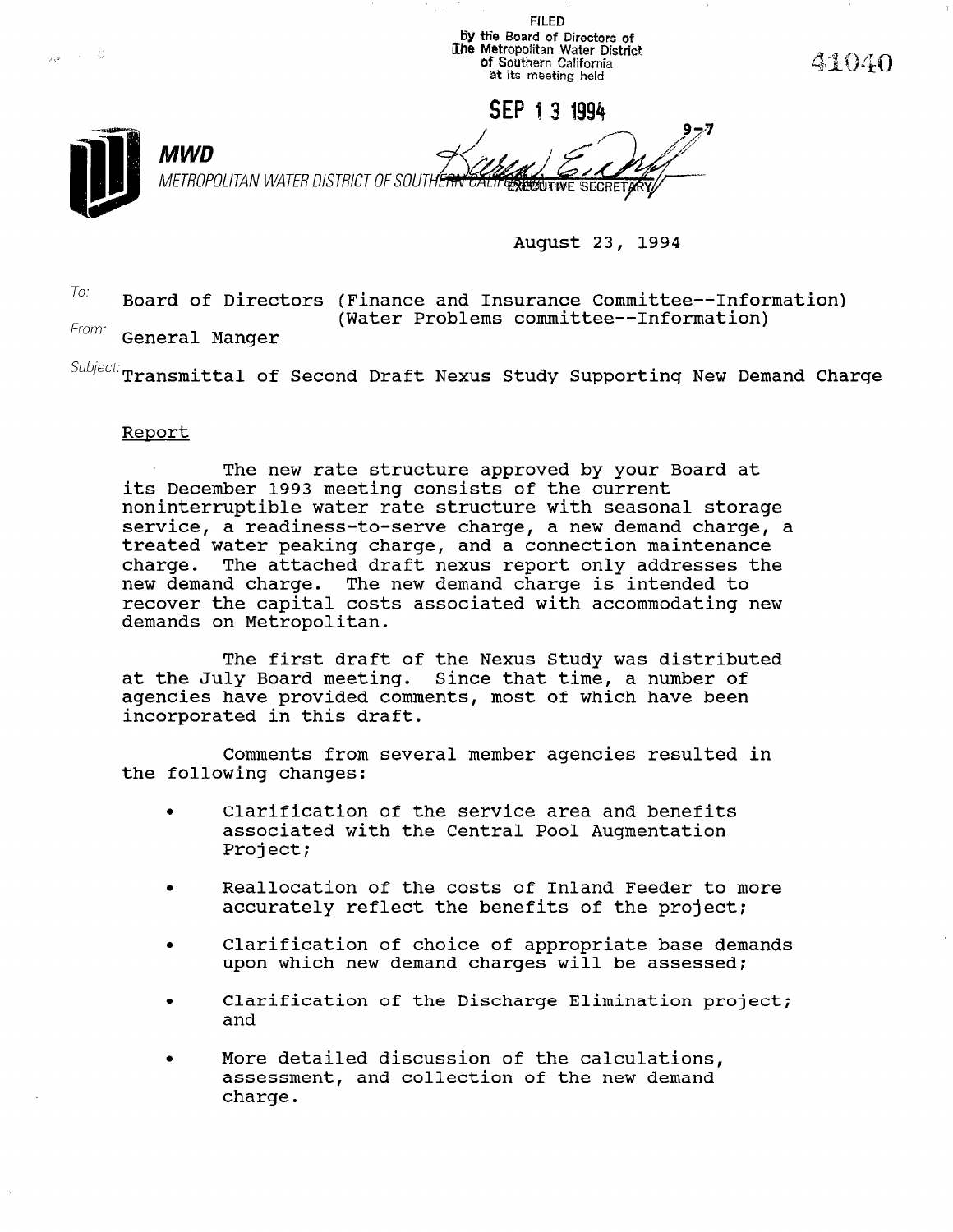FILED
By the Board of Directors of
The Metropolitan Water District
of Southern California
at its meeting held

SEP 13 1994

EXECUTIVE SECRETARY

9-7

41040

**MWD**
METROPOLITAN WATER DISTRICT OF SOUTHERN CALIFORNIA

August 23, 1994

To: Board of Directors (Finance and Insurance Committee--Information)
(Water Problems committee--Information)

From: General Manger

Subject: Transmittal of Second Draft Nexus Study Supporting New Demand Charge

## Report

The new rate structure approved by your Board at its December 1993 meeting consists of the current noninterruptible water rate structure with seasonal storage service, a readiness-to-serve charge, a new demand charge, a treated water peaking charge, and a connection maintenance charge. The attached draft nexus report only addresses the new demand charge. The new demand charge is intended to recover the capital costs associated with accommodating new demands on Metropolitan.

The first draft of the Nexus Study was distributed at the July Board meeting. Since that time, a number of agencies have provided comments, most of which have been incorporated in this draft.

Comments from several member agencies resulted in the following changes:

- Clarification of the service area and benefits associated with the Central Pool Augmentation Project;
- Reallocation of the costs of Inland Feeder to more accurately reflect the benefits of the project;
- Clarification of choice of appropriate base demands upon which new demand charges will be assessed;
- Clarification of the Discharge Elimination project; and
- More detailed discussion of the calculations, assessment, and collection of the new demand charge.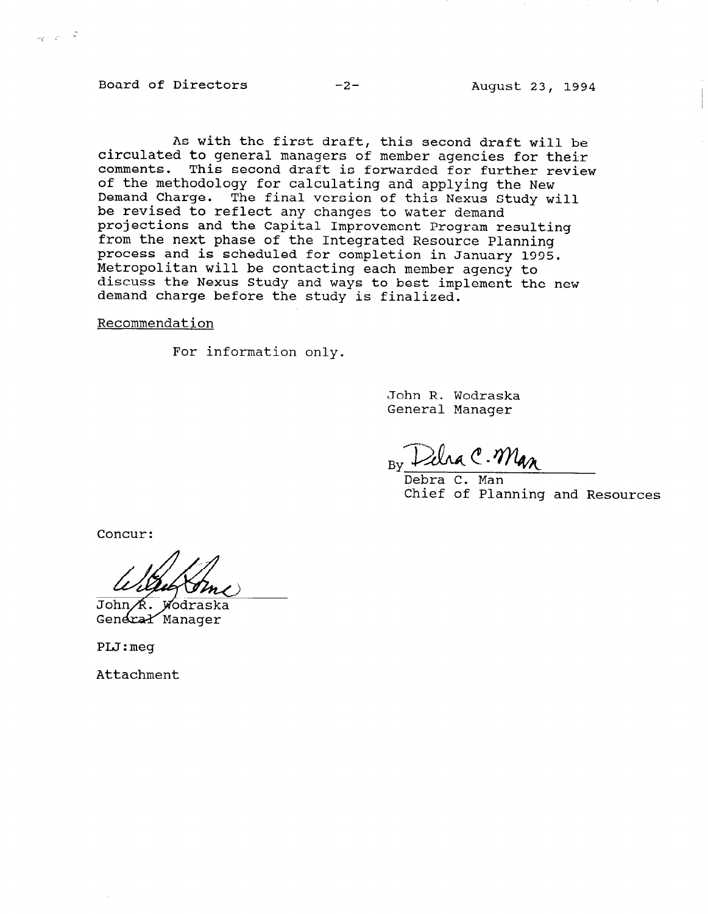As with the first draft, this second draft will be circulated to general managers of member agencies for their comments. This second draft is forwarded for further review of the methodology for calculating and applying the New Demand Charge. The final version of this Nexus Study will be revised to reflect any changes to water demand projections and the Capital Improvement Program resulting from the next phase of the Integrated Resource Planning process and is scheduled for completion in January 1995. Metropolitan will be contacting each member agency to discuss the Nexus Study and ways to best implement the new demand charge before the study is finalized.

Recommendation

For information only.

John R. Wodraska
General Manager

By Debra C. Man
Debra C. Man
Chief of Planning and Resources

Concur:

John R. Wodraska
General Manager

PLJ:meg

Attachment